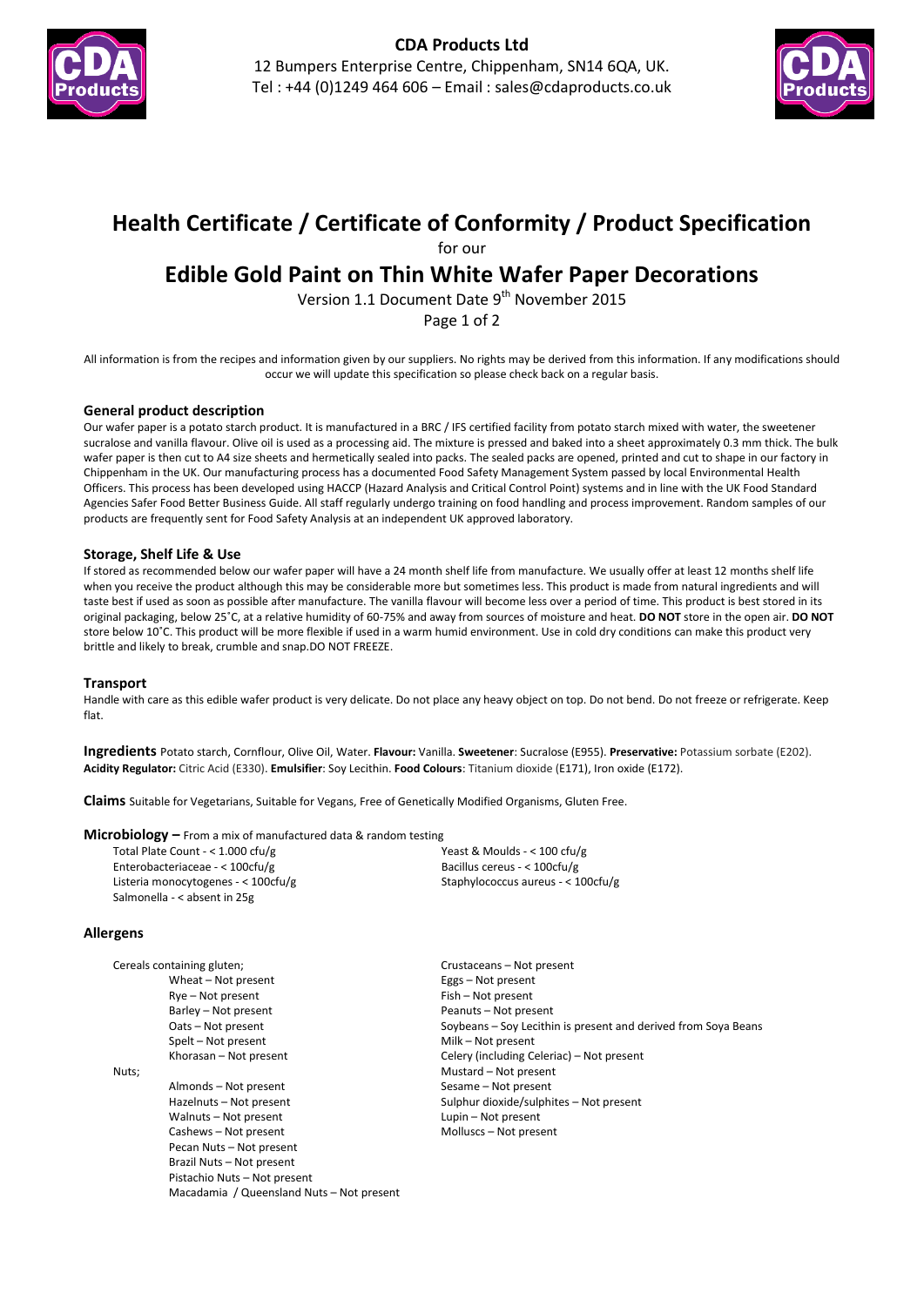**CDA Products Ltd**
12 Bumpers Enterprise Centre, Chippenham, SN14 6QA, UK.
Tel : +44 (0)1249 464 606 – Email : sales@cdaproducts.co.uk

# Health Certificate / Certificate of Conformity / Product Specification

for our

# Edible Gold Paint on Thin White Wafer Paper Decorations

Version 1.1 Document Date 9th November 2015

All information is from the recipes and information given by our suppliers. No rights may be derived from this information. If any modifications should occur we will update this specification so please check back on a regular basis.

### General product description

Our wafer paper is a potato starch product. It is manufactured in a BRC / IFS certified facility from potato starch mixed with water, the sweetener sucralose and vanilla flavour. Olive oil is used as a processing aid. The mixture is pressed and baked into a sheet approximately 0.3 mm thick. The bulk wafer paper is then cut to A4 size sheets and hermetically sealed into packs. The sealed packs are opened, printed and cut to shape in our factory in Chippenham in the UK. Our manufacturing process has a documented Food Safety Management System passed by local Environmental Health Officers. This process has been developed using HACCP (Hazard Analysis and Critical Control Point) systems and in line with the UK Food Standard Agencies Safer Food Better Business Guide. All staff regularly undergo training on food handling and process improvement. Random samples of our products are frequently sent for Food Safety Analysis at an independent UK approved laboratory.

### Storage, Shelf Life & Use

If stored as recommended below our wafer paper will have a 24 month shelf life from manufacture. We usually offer at least 12 months shelf life when you receive the product although this may be considerable more but sometimes less. This product is made from natural ingredients and will taste best if used as soon as possible after manufacture. The vanilla flavour will become less over a period of time. This product is best stored in its original packaging, below 25˚C, at a relative humidity of 60-75% and away from sources of moisture and heat. **DO NOT** store in the open air. **DO NOT** store below 10˚C. This product will be more flexible if used in a warm humid environment. Use in cold dry conditions can make this product very brittle and likely to break, crumble and snap.DO NOT FREEZE.

### Transport

Handle with care as this edible wafer product is very delicate. Do not place any heavy object on top. Do not bend. Do not freeze or refrigerate. Keep flat.

**Ingredients** Potato starch, Cornflour, Olive Oil, Water. **Flavour:** Vanilla. **Sweetener**: Sucralose (E955). **Preservative:** Potassium sorbate (E202). **Acidity Regulator:** Citric Acid (E330). **Emulsifier**: Soy Lecithin. **Food Colours**: Titanium dioxide (E171), Iron oxide (E172).

**Claims** Suitable for Vegetarians, Suitable for Vegans, Free of Genetically Modified Organisms, Gluten Free.

**Microbiology –** From a mix of manufactured data & random testing

Total Plate Count - < 1.000 cfu/g
Enterobacteriaceae - < 100cfu/g
Listeria monocytogenes - < 100cfu/g
Salmonella - < absent in 25g
Yeast & Moulds - < 100 cfu/g
Bacillus cereus - < 100cfu/g
Staphylococcus aureus - < 100cfu/g

### Allergens

Cereals containing gluten;
- Wheat – Not present
- Rye – Not present
- Barley – Not present
- Oats – Not present
- Spelt – Not present
- Khorasan – Not present

Nuts;
- Almonds – Not present
- Hazelnuts – Not present
- Walnuts – Not present
- Cashews – Not present
- Pecan Nuts – Not present
- Brazil Nuts – Not present
- Pistachio Nuts – Not present
- Macadamia / Queensland Nuts – Not present

Crustaceans – Not present
Eggs – Not present
Fish – Not present
Peanuts – Not present
Soybeans – Soy Lecithin is present and derived from Soya Beans
Milk – Not present
Celery (including Celeriac) – Not present
Mustard – Not present
Sesame – Not present
Sulphur dioxide/sulphites – Not present
Lupin – Not present
Molluscs – Not present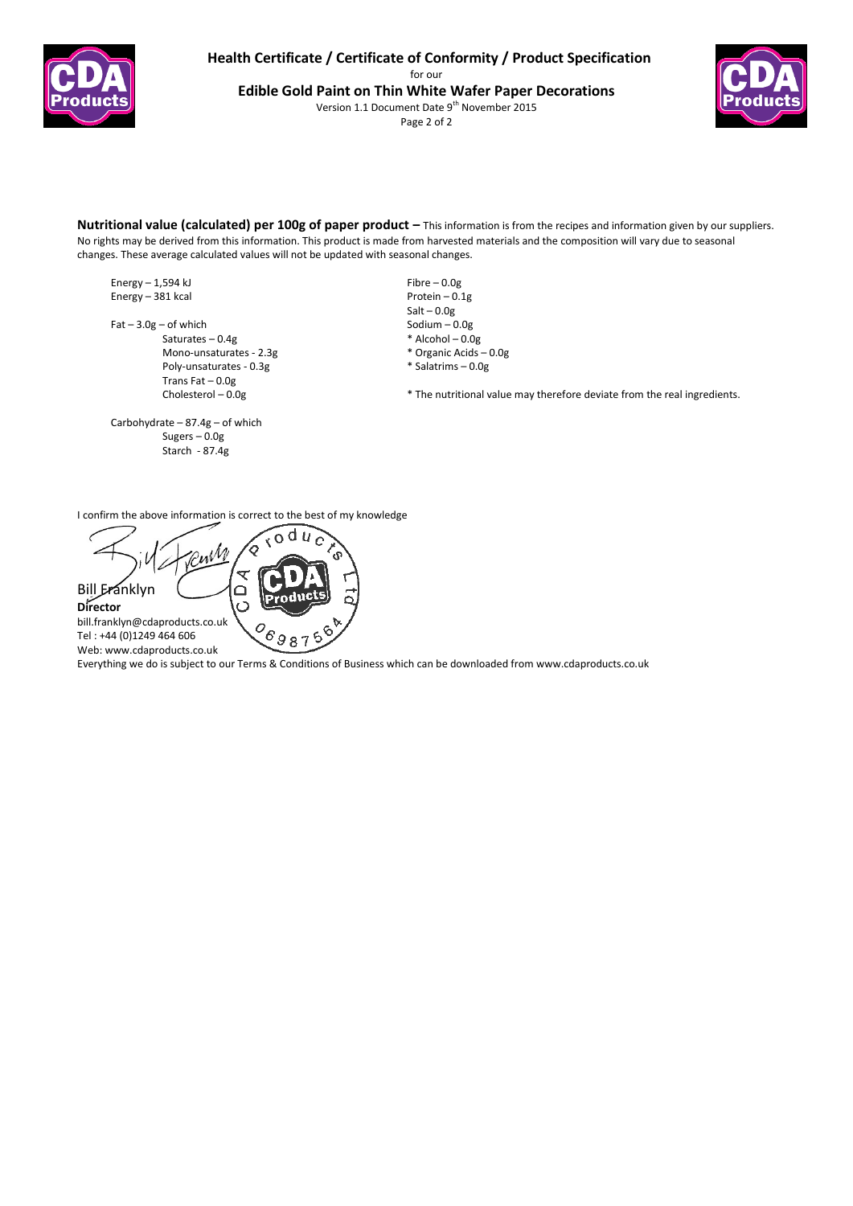**Nutritional value (calculated) per 100g of paper product –** This information is from the recipes and information given by our suppliers. No rights may be derived from this information. This product is made from harvested materials and the composition will vary due to seasonal changes. These average calculated values will not be updated with seasonal changes.

Energy – 1,594 kJ
Energy – 381 kcal

Fat – 3.0g – of which
- Saturates – 0.4g
- Mono-unsaturates - 2.3g
- Poly-unsaturates - 0.3g
- Trans Fat – 0.0g
- Cholesterol – 0.0g

Carbohydrate – 87.4g – of which
- Sugers – 0.0g
- Starch - 87.4g

Fibre – 0.0g
Protein – 0.1g
Salt – 0.0g
Sodium – 0.0g
* Alcohol – 0.0g
* Organic Acids – 0.0g
* Salatrims – 0.0g

* The nutritional value may therefore deviate from the real ingredients.

I confirm the above information is correct to the best of my knowledge

Bill Franklyn
**Director**
bill.franklyn@cdaproducts.co.uk
Tel : +44 (0)1249 464 606
Web: www.cdaproducts.co.uk

Products CDA Ltd 06987564

Everything we do is subject to our Terms & Conditions of Business which can be downloaded from www.cdaproducts.co.uk